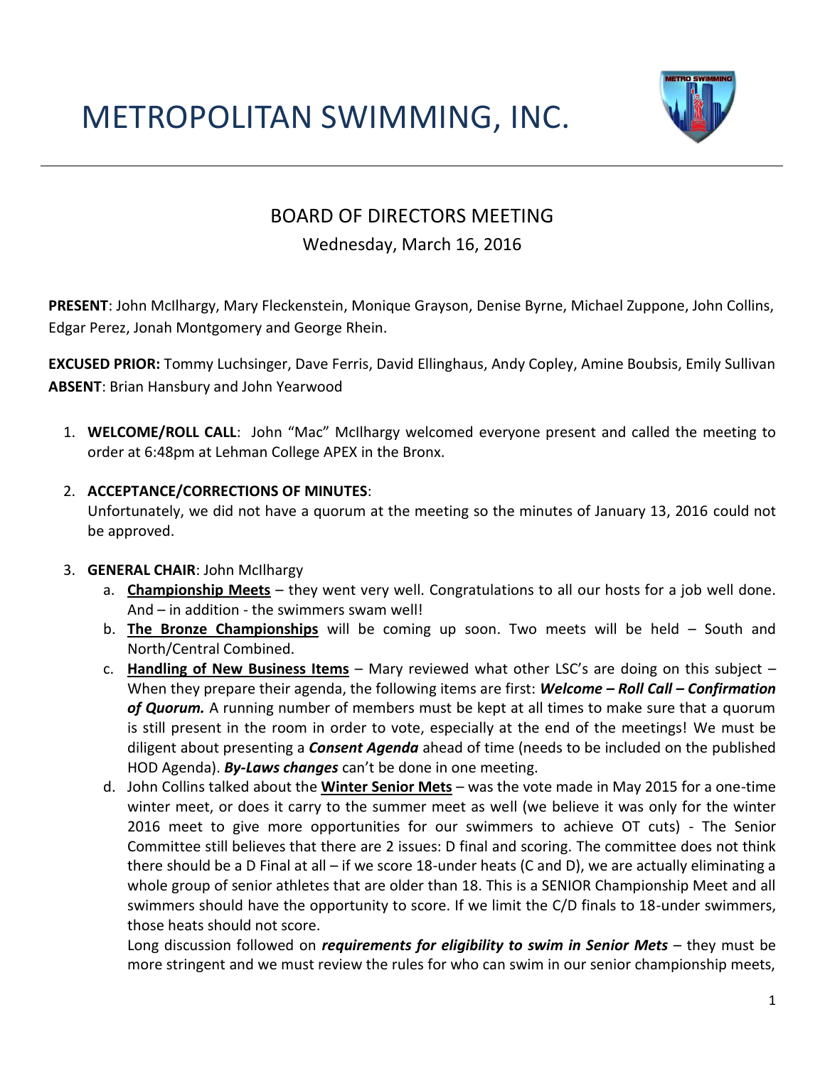# METROPOLITAN SWIMMING, INC.

## BOARD OF DIRECTORS MEETING

Wednesday, March 16, 2016

**PRESENT**: John McIlhargy, Mary Fleckenstein, Monique Grayson, Denise Byrne, Michael Zuppone, John Collins, Edgar Perez, Jonah Montgomery and George Rhein.

**EXCUSED PRIOR:** Tommy Luchsinger, Dave Ferris, David Ellinghaus, Andy Copley, Amine Boubsis, Emily Sullivan
**ABSENT**: Brian Hansbury and John Yearwood

1. **WELCOME/ROLL CALL**: John "Mac" McIlhargy welcomed everyone present and called the meeting to order at 6:48pm at Lehman College APEX in the Bronx.

2. **ACCEPTANCE/CORRECTIONS OF MINUTES**:
   Unfortunately, we did not have a quorum at the meeting so the minutes of January 13, 2016 could not be approved.

3. **GENERAL CHAIR**: John McIlhargy
   a. **Championship Meets** – they went very well. Congratulations to all our hosts for a job well done. And – in addition - the swimmers swam well!
   b. **The Bronze Championships** will be coming up soon. Two meets will be held – South and North/Central Combined.
   c. **Handling of New Business Items** – Mary reviewed what other LSC's are doing on this subject – When they prepare their agenda, the following items are first: ***Welcome – Roll Call – Confirmation of Quorum.*** A running number of members must be kept at all times to make sure that a quorum is still present in the room in order to vote, especially at the end of the meetings! We must be diligent about presenting a ***Consent Agenda*** ahead of time (needs to be included on the published HOD Agenda). ***By-Laws changes*** can't be done in one meeting.
   d. John Collins talked about the **Winter Senior Mets** – was the vote made in May 2015 for a one-time winter meet, or does it carry to the summer meet as well (we believe it was only for the winter 2016 meet to give more opportunities for our swimmers to achieve OT cuts) - The Senior Committee still believes that there are 2 issues: D final and scoring. The committee does not think there should be a D Final at all – if we score 18-under heats (C and D), we are actually eliminating a whole group of senior athletes that are older than 18. This is a SENIOR Championship Meet and all swimmers should have the opportunity to score. If we limit the C/D finals to 18-under swimmers, those heats should not score.

      Long discussion followed on ***requirements for eligibility to swim in Senior Mets*** – they must be more stringent and we must review the rules for who can swim in our senior championship meets,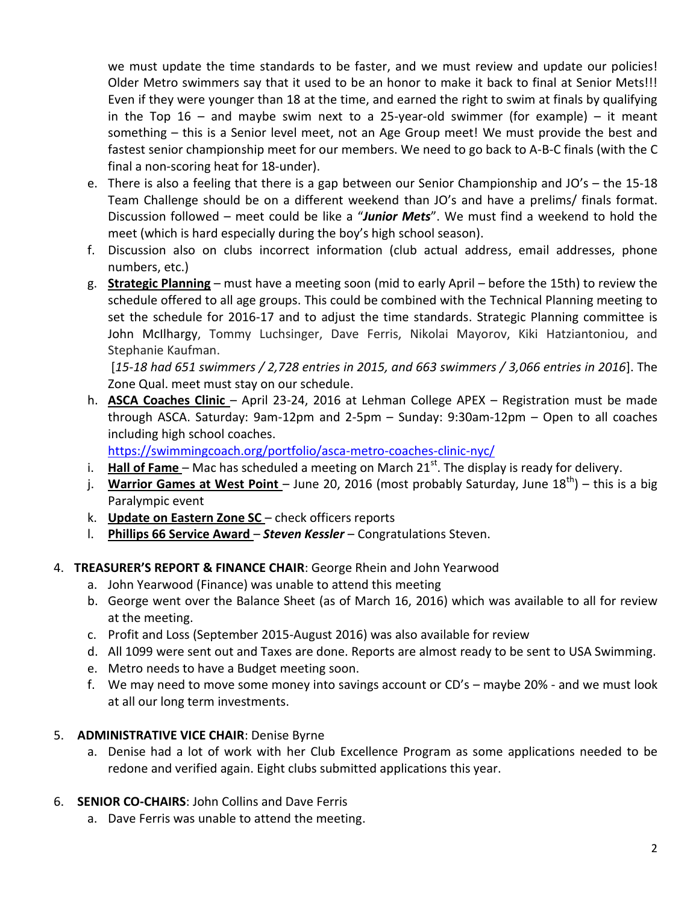we must update the time standards to be faster, and we must review and update our policies! Older Metro swimmers say that it used to be an honor to make it back to final at Senior Mets!!! Even if they were younger than 18 at the time, and earned the right to swim at finals by qualifying in the Top 16 – and maybe swim next to a 25-year-old swimmer (for example) – it meant something – this is a Senior level meet, not an Age Group meet! We must provide the best and fastest senior championship meet for our members. We need to go back to A-B-C finals (with the C final a non-scoring heat for 18-under).

e. There is also a feeling that there is a gap between our Senior Championship and JO's – the 15-18 Team Challenge should be on a different weekend than JO's and have a prelims/ finals format. Discussion followed – meet could be like a "***Junior Mets***". We must find a weekend to hold the meet (which is hard especially during the boy's high school season).

f. Discussion also on clubs incorrect information (club actual address, email addresses, phone numbers, etc.)

g. **Strategic Planning** – must have a meeting soon (mid to early April – before the 15th) to review the schedule offered to all age groups. This could be combined with the Technical Planning meeting to set the schedule for 2016-17 and to adjust the time standards. Strategic Planning committee is John McIlhargy, Tommy Luchsinger, Dave Ferris, Nikolai Mayorov, Kiki Hatziantoniou, and Stephanie Kaufman.

   [*15-18 had 651 swimmers / 2,728 entries in 2015, and 663 swimmers / 3,066 entries in 2016*]. The Zone Qual. meet must stay on our schedule.

h. **ASCA Coaches Clinic** – April 23-24, 2016 at Lehman College APEX – Registration must be made through ASCA. Saturday: 9am-12pm and 2-5pm – Sunday: 9:30am-12pm – Open to all coaches including high school coaches.

   https://swimmingcoach.org/portfolio/asca-metro-coaches-clinic-nyc/

i. **Hall of Fame** – Mac has scheduled a meeting on March 21st. The display is ready for delivery.

j. **Warrior Games at West Point** – June 20, 2016 (most probably Saturday, June 18th) – this is a big Paralympic event

k. **Update on Eastern Zone SC** – check officers reports

l. **Phillips 66 Service Award** – ***Steven Kessler*** – Congratulations Steven.

4. **TREASURER'S REPORT & FINANCE CHAIR**: George Rhein and John Yearwood
   a. John Yearwood (Finance) was unable to attend this meeting
   b. George went over the Balance Sheet (as of March 16, 2016) which was available to all for review at the meeting.
   c. Profit and Loss (September 2015-August 2016) was also available for review
   d. All 1099 were sent out and Taxes are done. Reports are almost ready to be sent to USA Swimming.
   e. Metro needs to have a Budget meeting soon.
   f. We may need to move some money into savings account or CD's – maybe 20% - and we must look at all our long term investments.

5. **ADMINISTRATIVE VICE CHAIR**: Denise Byrne
   a. Denise had a lot of work with her Club Excellence Program as some applications needed to be redone and verified again. Eight clubs submitted applications this year.

6. **SENIOR CO-CHAIRS**: John Collins and Dave Ferris
   a. Dave Ferris was unable to attend the meeting.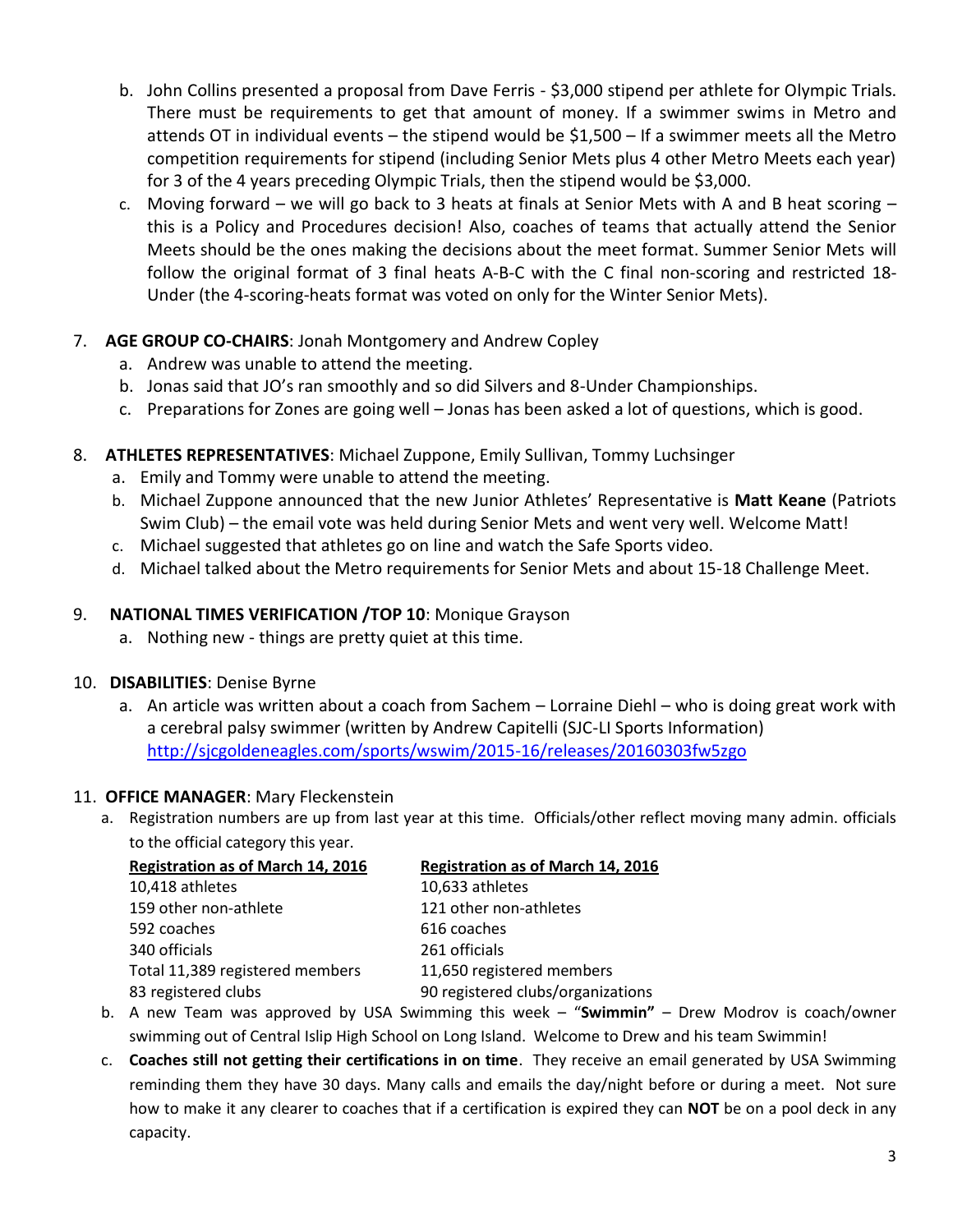b. John Collins presented a proposal from Dave Ferris - $3,000 stipend per athlete for Olympic Trials. There must be requirements to get that amount of money. If a swimmer swims in Metro and attends OT in individual events – the stipend would be $1,500 – If a swimmer meets all the Metro competition requirements for stipend (including Senior Mets plus 4 other Metro Meets each year) for 3 of the 4 years preceding Olympic Trials, then the stipend would be $3,000.

c. Moving forward – we will go back to 3 heats at finals at Senior Mets with A and B heat scoring – this is a Policy and Procedures decision! Also, coaches of teams that actually attend the Senior Meets should be the ones making the decisions about the meet format. Summer Senior Mets will follow the original format of 3 final heats A-B-C with the C final non-scoring and restricted 18-Under (the 4-scoring-heats format was voted on only for the Winter Senior Mets).

7. **AGE GROUP CO-CHAIRS**: Jonah Montgomery and Andrew Copley
   a. Andrew was unable to attend the meeting.
   b. Jonas said that JO's ran smoothly and so did Silvers and 8-Under Championships.
   c. Preparations for Zones are going well – Jonas has been asked a lot of questions, which is good.

8. **ATHLETES REPRESENTATIVES**: Michael Zuppone, Emily Sullivan, Tommy Luchsinger
   a. Emily and Tommy were unable to attend the meeting.
   b. Michael Zuppone announced that the new Junior Athletes' Representative is **Matt Keane** (Patriots Swim Club) – the email vote was held during Senior Mets and went very well. Welcome Matt!
   c. Michael suggested that athletes go on line and watch the Safe Sports video.
   d. Michael talked about the Metro requirements for Senior Mets and about 15-18 Challenge Meet.

9. **NATIONAL TIMES VERIFICATION /TOP 10**: Monique Grayson
   a. Nothing new - things are pretty quiet at this time.

10. **DISABILITIES**: Denise Byrne
    a. An article was written about a coach from Sachem – Lorraine Diehl – who is doing great work with a cerebral palsy swimmer (written by Andrew Capitelli (SJC-LI Sports Information) http://sjcgoldeneagles.com/sports/wswim/2015-16/releases/20160303fw5zgo

11. **OFFICE MANAGER**: Mary Fleckenstein
    a. Registration numbers are up from last year at this time. Officials/other reflect moving many admin. officials to the official category this year.

| Registration as of March 14, 2016 | Registration as of March 14, 2016 |
|---|---|
| 10,418 athletes | 10,633 athletes |
| 159 other non-athlete | 121 other non-athletes |
| 592 coaches | 616 coaches |
| 340 officials | 261 officials |
| Total 11,389 registered members | 11,650 registered members |
| 83 registered clubs | 90 registered clubs/organizations |

   b. A new Team was approved by USA Swimming this week – "**Swimmin"** – Drew Modrov is coach/owner swimming out of Central Islip High School on Long Island. Welcome to Drew and his team Swimmin!
   c. **Coaches still not getting their certifications in on time**. They receive an email generated by USA Swimming reminding them they have 30 days. Many calls and emails the day/night before or during a meet. Not sure how to make it any clearer to coaches that if a certification is expired they can **NOT** be on a pool deck in any capacity.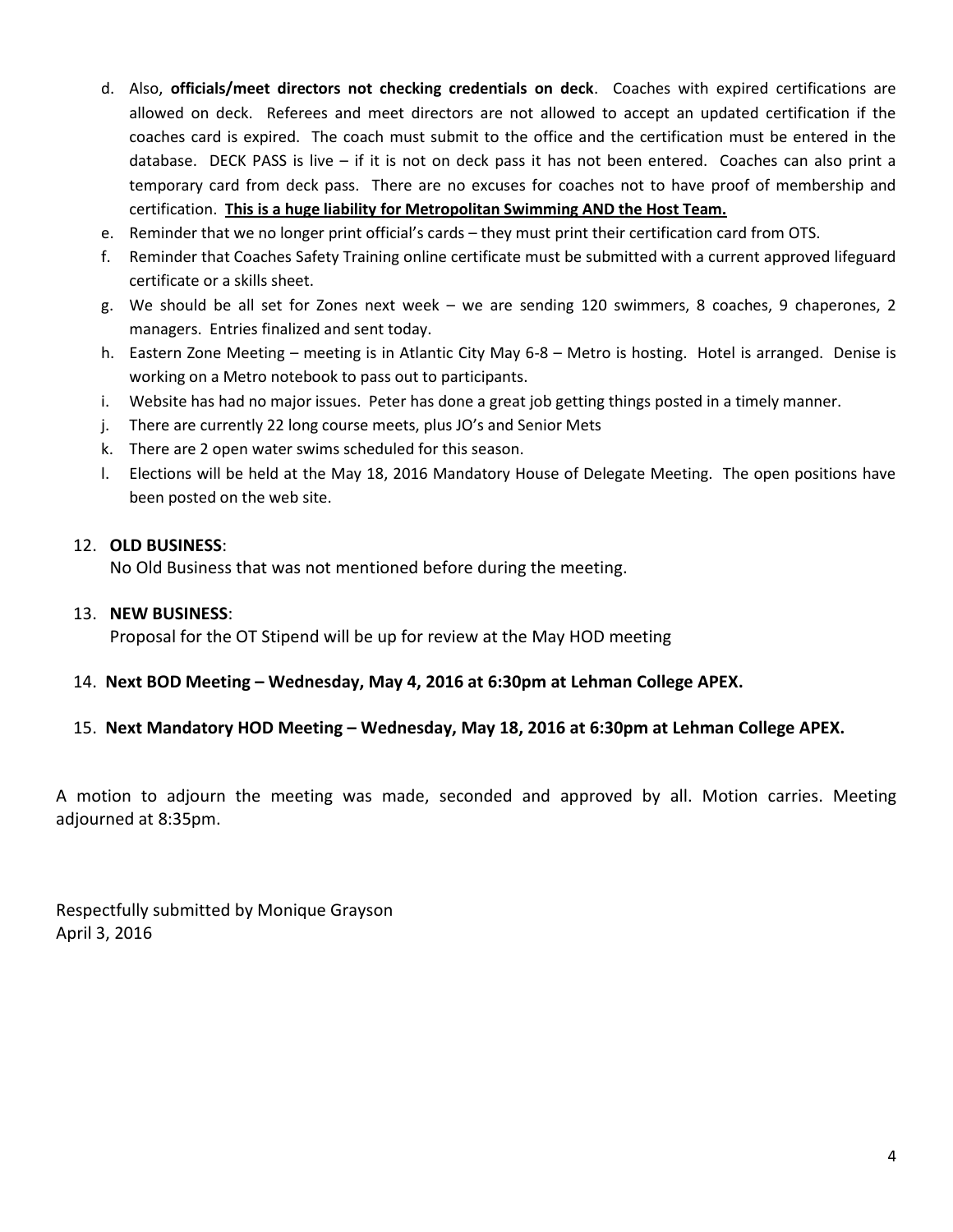d. Also, **officials/meet directors not checking credentials on deck**. Coaches with expired certifications are allowed on deck. Referees and meet directors are not allowed to accept an updated certification if the coaches card is expired. The coach must submit to the office and the certification must be entered in the database. DECK PASS is live – if it is not on deck pass it has not been entered. Coaches can also print a temporary card from deck pass. There are no excuses for coaches not to have proof of membership and certification. <u>**This is a huge liability for Metropolitan Swimming AND the Host Team.**</u>

e. Reminder that we no longer print official's cards – they must print their certification card from OTS.

f. Reminder that Coaches Safety Training online certificate must be submitted with a current approved lifeguard certificate or a skills sheet.

g. We should be all set for Zones next week – we are sending 120 swimmers, 8 coaches, 9 chaperones, 2 managers. Entries finalized and sent today.

h. Eastern Zone Meeting – meeting is in Atlantic City May 6-8 – Metro is hosting. Hotel is arranged. Denise is working on a Metro notebook to pass out to participants.

i. Website has had no major issues. Peter has done a great job getting things posted in a timely manner.

j. There are currently 22 long course meets, plus JO's and Senior Mets

k. There are 2 open water swims scheduled for this season.

l. Elections will be held at the May 18, 2016 Mandatory House of Delegate Meeting. The open positions have been posted on the web site.

12. **OLD BUSINESS**:
    No Old Business that was not mentioned before during the meeting.

13. **NEW BUSINESS**:
    Proposal for the OT Stipend will be up for review at the May HOD meeting

14. **Next BOD Meeting – Wednesday, May 4, 2016 at 6:30pm at Lehman College APEX.**

15. **Next Mandatory HOD Meeting – Wednesday, May 18, 2016 at 6:30pm at Lehman College APEX.**

A motion to adjourn the meeting was made, seconded and approved by all. Motion carries. Meeting adjourned at 8:35pm.

Respectfully submitted by Monique Grayson
April 3, 2016